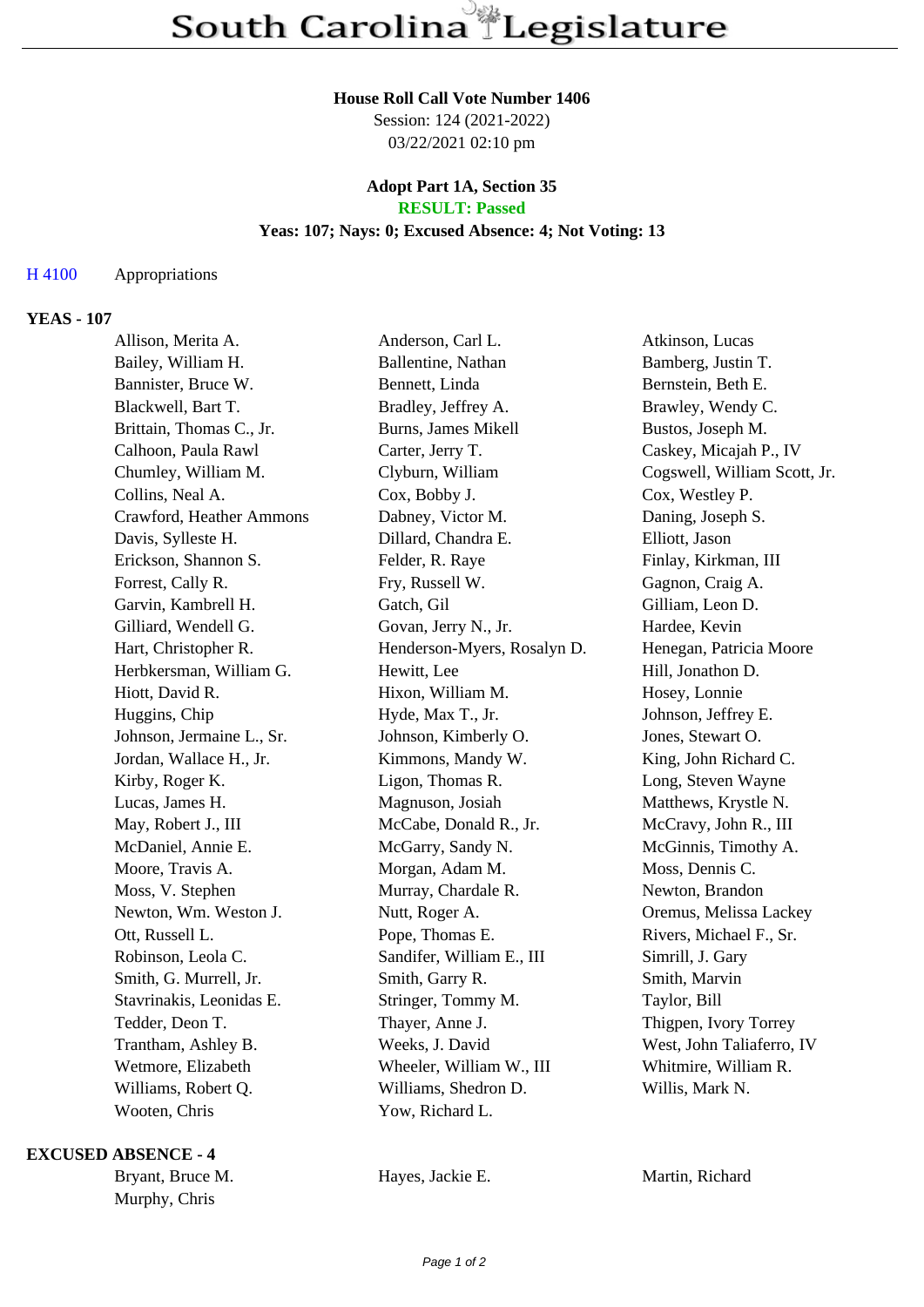# South Carolina Legislature

**House Roll Call Vote Number 1406**
Session: 124 (2021-2022)
03/22/2021 02:10 pm

**Adopt Part 1A, Section 35**
**RESULT: Passed**
**Yeas: 107; Nays: 0; Excused Absence: 4; Not Voting: 13**

H 4100 Appropriations

## YEAS - 107

| | | |
|---|---|---|
| Allison, Merita A. | Anderson, Carl L. | Atkinson, Lucas |
| Bailey, William H. | Ballentine, Nathan | Bamberg, Justin T. |
| Bannister, Bruce W. | Bennett, Linda | Bernstein, Beth E. |
| Blackwell, Bart T. | Bradley, Jeffrey A. | Brawley, Wendy C. |
| Brittain, Thomas C., Jr. | Burns, James Mikell | Bustos, Joseph M. |
| Calhoon, Paula Rawl | Carter, Jerry T. | Caskey, Micajah P., IV |
| Chumley, William M. | Clyburn, William | Cogswell, William Scott, Jr. |
| Collins, Neal A. | Cox, Bobby J. | Cox, Westley P. |
| Crawford, Heather Ammons | Dabney, Victor M. | Daning, Joseph S. |
| Davis, Sylleste H. | Dillard, Chandra E. | Elliott, Jason |
| Erickson, Shannon S. | Felder, R. Raye | Finlay, Kirkman, III |
| Forrest, Cally R. | Fry, Russell W. | Gagnon, Craig A. |
| Garvin, Kambrell H. | Gatch, Gil | Gilliam, Leon D. |
| Gilliard, Wendell G. | Govan, Jerry N., Jr. | Hardee, Kevin |
| Hart, Christopher R. | Henderson-Myers, Rosalyn D. | Henegan, Patricia Moore |
| Herbkersman, William G. | Hewitt, Lee | Hill, Jonathon D. |
| Hiott, David R. | Hixon, William M. | Hosey, Lonnie |
| Huggins, Chip | Hyde, Max T., Jr. | Johnson, Jeffrey E. |
| Johnson, Jermaine L., Sr. | Johnson, Kimberly O. | Jones, Stewart O. |
| Jordan, Wallace H., Jr. | Kimmons, Mandy W. | King, John Richard C. |
| Kirby, Roger K. | Ligon, Thomas R. | Long, Steven Wayne |
| Lucas, James H. | Magnuson, Josiah | Matthews, Krystle N. |
| May, Robert J., III | McCabe, Donald R., Jr. | McCravy, John R., III |
| McDaniel, Annie E. | McGarry, Sandy N. | McGinnis, Timothy A. |
| Moore, Travis A. | Morgan, Adam M. | Moss, Dennis C. |
| Moss, V. Stephen | Murray, Chardale R. | Newton, Brandon |
| Newton, Wm. Weston J. | Nutt, Roger A. | Oremus, Melissa Lackey |
| Ott, Russell L. | Pope, Thomas E. | Rivers, Michael F., Sr. |
| Robinson, Leola C. | Sandifer, William E., III | Simrill, J. Gary |
| Smith, G. Murrell, Jr. | Smith, Garry R. | Smith, Marvin |
| Stavrinakis, Leonidas E. | Stringer, Tommy M. | Taylor, Bill |
| Tedder, Deon T. | Thayer, Anne J. | Thigpen, Ivory Torrey |
| Trantham, Ashley B. | Weeks, J. David | West, John Taliaferro, IV |
| Wetmore, Elizabeth | Wheeler, William W., III | Whitmire, William R. |
| Williams, Robert Q. | Williams, Shedron D. | Willis, Mark N. |
| Wooten, Chris | Yow, Richard L. | |

## EXCUSED ABSENCE - 4

| | | |
|---|---|---|
| Bryant, Bruce M. | Hayes, Jackie E. | Martin, Richard |
| Murphy, Chris | | |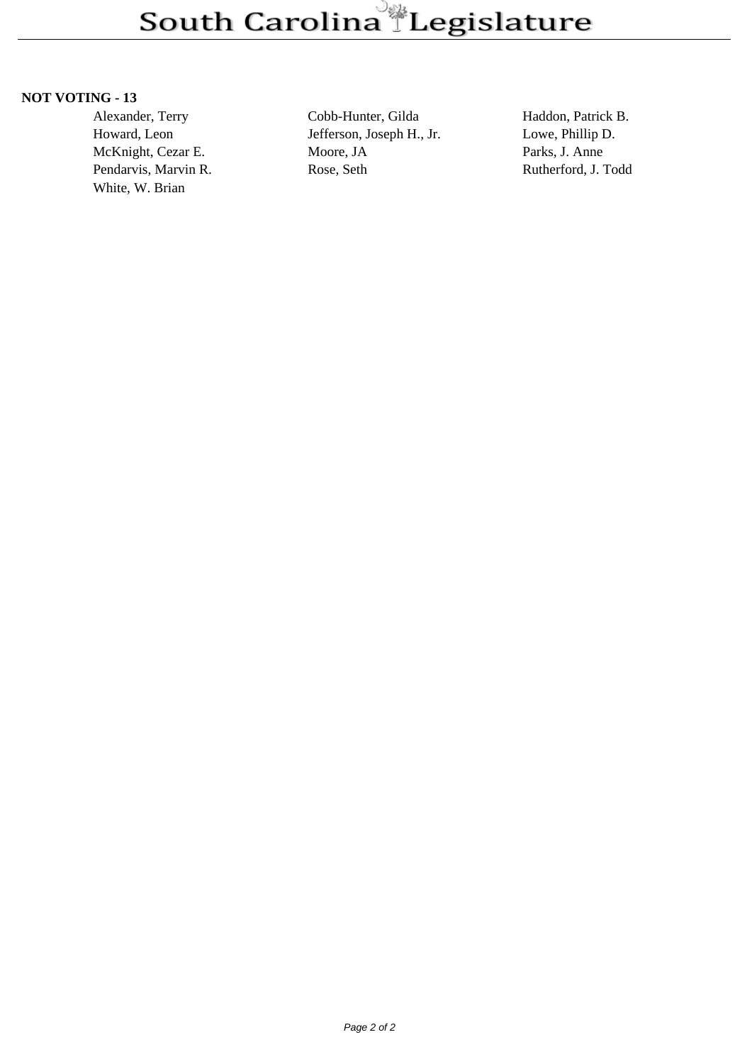**NOT VOTING - 13**

| | | |
|---|---|---|
| Alexander, Terry | Cobb-Hunter, Gilda | Haddon, Patrick B. |
| Howard, Leon | Jefferson, Joseph H., Jr. | Lowe, Phillip D. |
| McKnight, Cezar E. | Moore, JA | Parks, J. Anne |
| Pendarvis, Marvin R. | Rose, Seth | Rutherford, J. Todd |
| White, W. Brian | | |